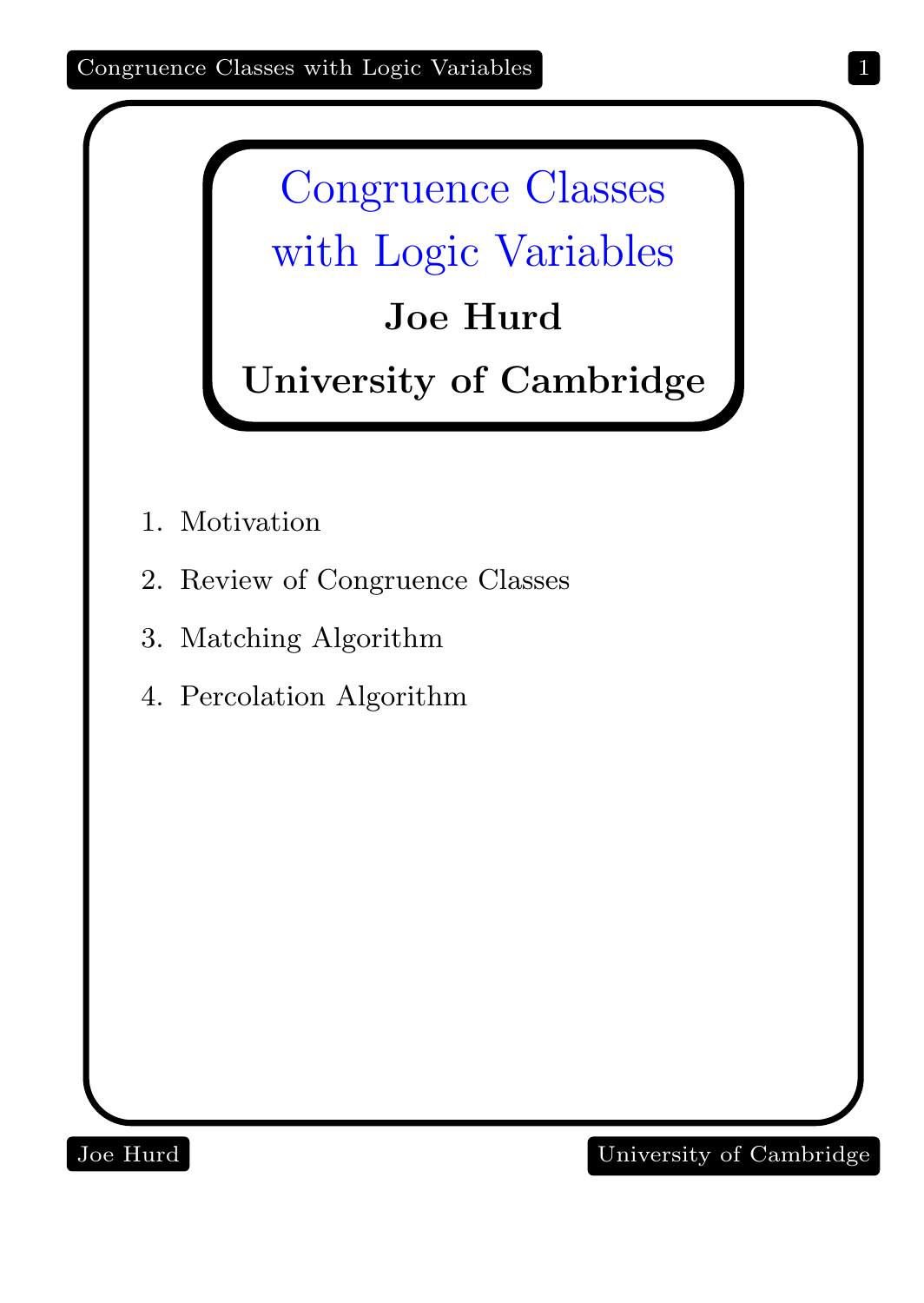# Congruence Classes with Logic Variables

**Joe Hurd**

**University of Cambridge**

1. Motivation
2. Review of Congruence Classes
3. Matching Algorithm
4. Percolation Algorithm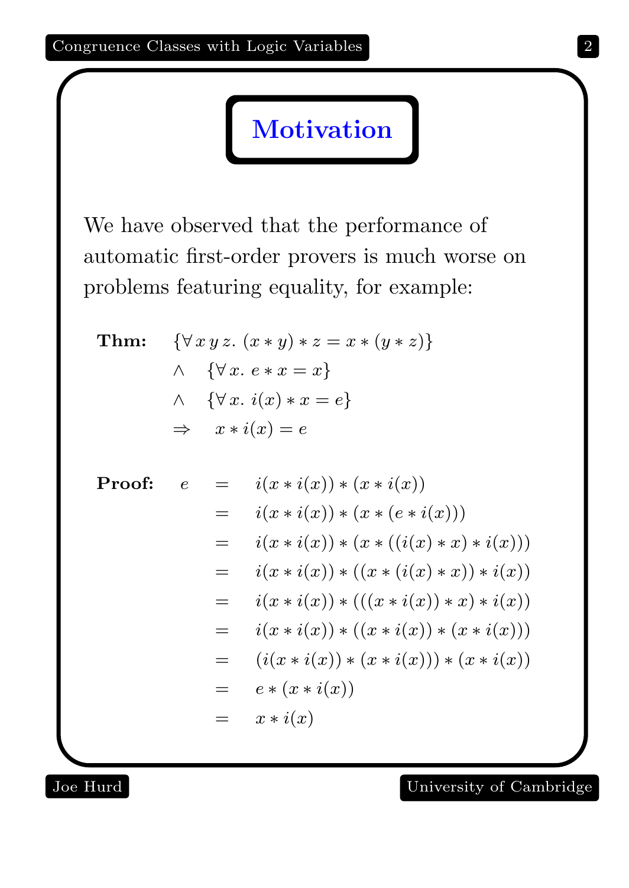# Motivation

We have observed that the performance of automatic first-order provers is much worse on problems featuring equality, for example:

**Thm:**

$$
\begin{aligned}
& \{\forall\, x\, y\, z.\ (x * y) * z = x * (y * z)\} \\
\wedge\quad & \{\forall\, x.\ e * x = x\} \\
\wedge\quad & \{\forall\, x.\ i(x) * x = e\} \\
\Rightarrow\quad & x * i(x) = e
\end{aligned}
$$

**Proof:**

$$
\begin{aligned}
e \quad &= \quad i(x * i(x)) * (x * i(x)) \\
&= \quad i(x * i(x)) * (x * (e * i(x))) \\
&= \quad i(x * i(x)) * (x * ((i(x) * x) * i(x))) \\
&= \quad i(x * i(x)) * ((x * (i(x) * x)) * i(x)) \\
&= \quad i(x * i(x)) * (((x * i(x)) * x) * i(x)) \\
&= \quad i(x * i(x)) * ((x * i(x)) * (x * i(x))) \\
&= \quad (i(x * i(x)) * (x * i(x))) * (x * i(x)) \\
&= \quad e * (x * i(x)) \\
&= \quad x * i(x)
\end{aligned}
$$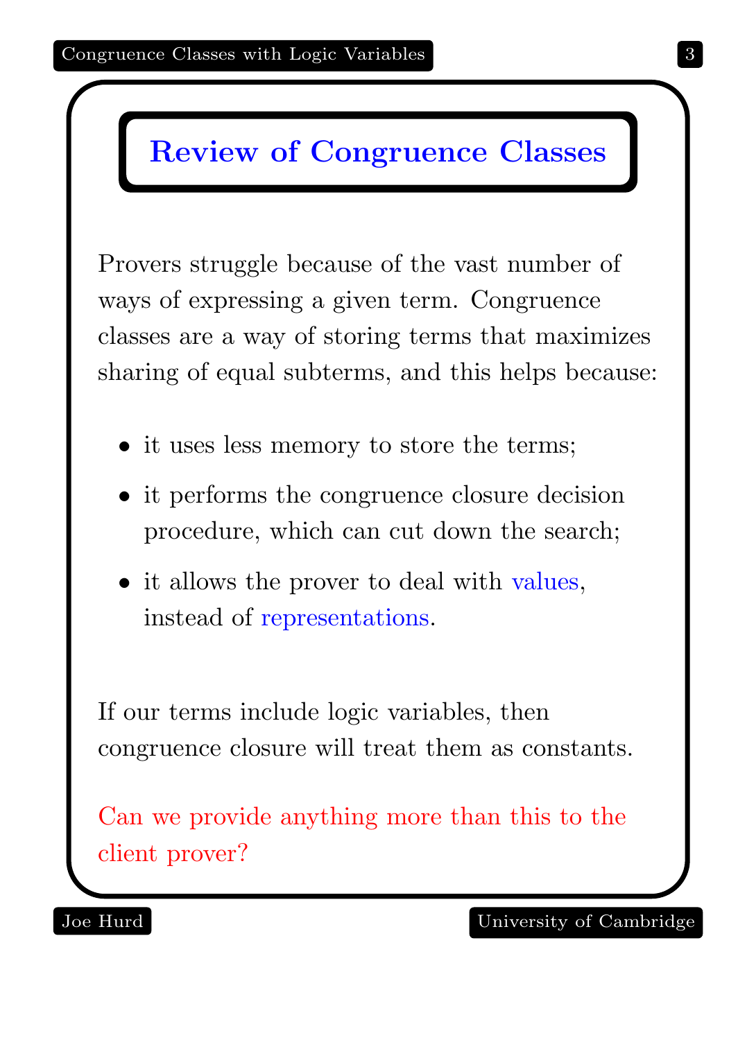# Review of Congruence Classes

Provers struggle because of the vast number of ways of expressing a given term. Congruence classes are a way of storing terms that maximizes sharing of equal subterms, and this helps because:

- it uses less memory to store the terms;
- it performs the congruence closure decision procedure, which can cut down the search;
- it allows the prover to deal with values, instead of representations.

If our terms include logic variables, then congruence closure will treat them as constants.

Can we provide anything more than this to the client prover?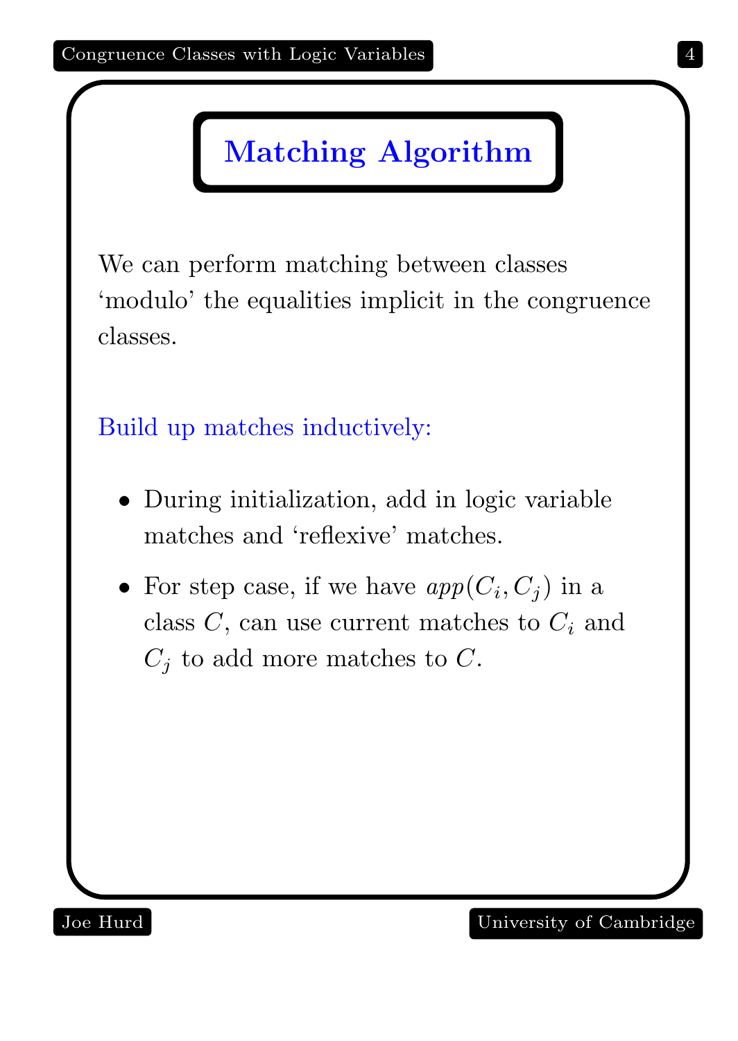# Matching Algorithm

We can perform matching between classes 'modulo' the equalities implicit in the congruence classes.

Build up matches inductively:

- During initialization, add in logic variable matches and 'reflexive' matches.
- For step case, if we have $app(C_i, C_j)$ in a class $C$, can use current matches to $C_i$ and $C_j$ to add more matches to $C$.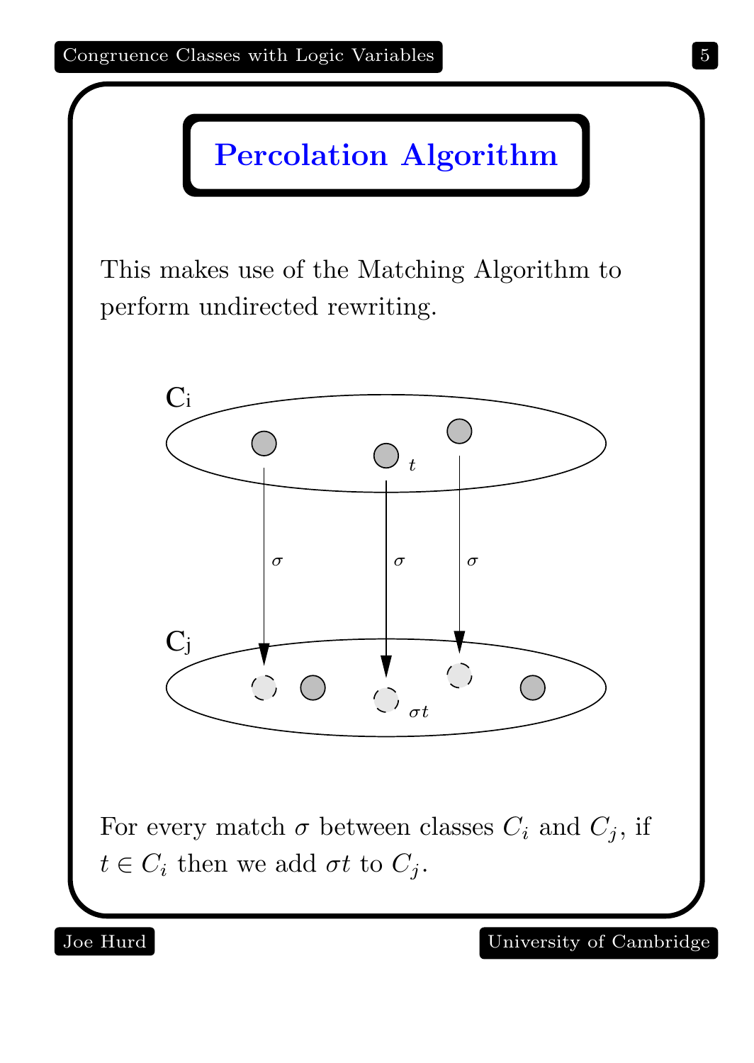# Percolation Algorithm

This makes use of the Matching Algorithm to perform undirected rewriting.

Ci

$t$

$\sigma$

$\sigma$

$\sigma$

Cj

$\sigma t$

For every match $\sigma$ between classes $C_i$ and $C_j$, if $t \in C_i$ then we add $\sigma t$ to $C_j$.